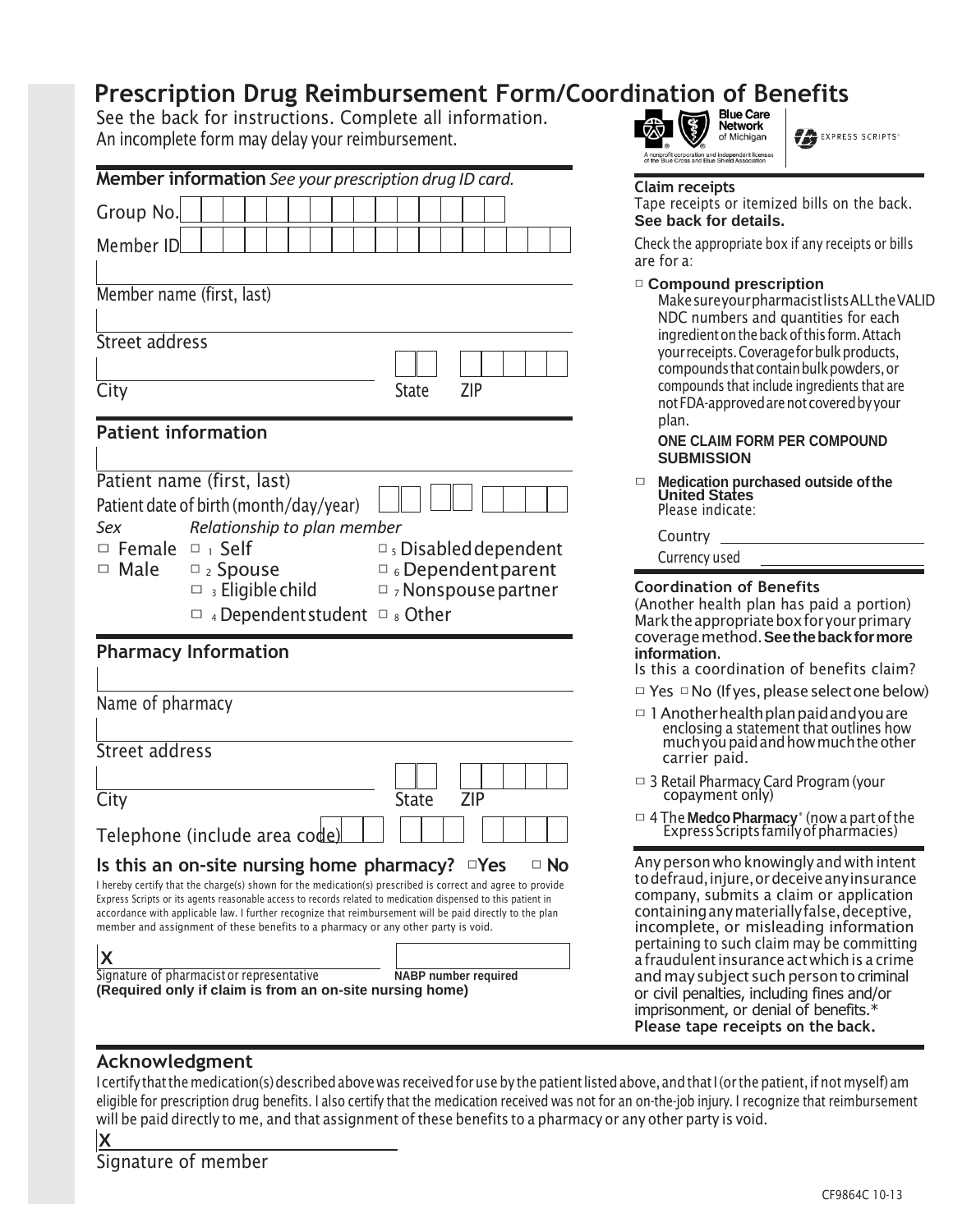# Prescription Drug Reimbursement Form/Coordination of Benefits

See the back for instructions. Complete all information.
An incomplete form may delay your reimbursement.

Blue Care Network of Michigan
A nonprofit corporation and independent licensee of the Blue Cross and Blue Shield Association

EXPRESS SCRIPTS®

## Member information *See your prescription drug ID card.*

Group No. ☐☐☐☐☐☐☐☐☐☐☐☐☐☐

Member ID ☐☐☐☐☐☐☐☐☐☐☐☐☐☐☐☐☐

Member name (first, last)

Street address

City  State  ZIP

## Patient information

Patient name (first, last)

Patient date of birth (month/day/year)

*Sex*
- ☐ Female
- ☐ Male

*Relationship to plan member*
- ☐ 1 Self
- ☐ 2 Spouse
- ☐ 3 Eligible child
- ☐ 4 Dependent student
- ☐ 5 Disabled dependent
- ☐ 6 Dependent parent
- ☐ 7 Nonspouse partner
- ☐ 8 Other

## Pharmacy Information

Name of pharmacy

Street address

City  State  ZIP

Telephone (include area code)

**Is this an on-site nursing home pharmacy?** ☐ **Yes** ☐ **No**

I hereby certify that the charge(s) shown for the medication(s) prescribed is correct and agree to provide Express Scripts or its agents reasonable access to records related to medication dispensed to this patient in accordance with applicable law. I further recognize that reimbursement will be paid directly to the plan member and assignment of these benefits to a pharmacy or any other party is void.

X

Signature of pharmacist or representative  **NABP number required**
**(Required only if claim is from an on-site nursing home)**

### Claim receipts

Tape receipts or itemized bills on the back. **See back for details.**

Check the appropriate box if any receipts or bills are for a:

☐ **Compound prescription**
Make sure your pharmacist lists ALL the VALID NDC numbers and quantities for each ingredient on the back of this form. Attach your receipts. Coverage for bulk products, compounds that contain bulk powders, or compounds that include ingredients that are not FDA-approved are not covered by your plan.

**ONE CLAIM FORM PER COMPOUND SUBMISSION**

☐ **Medication purchased outside of the United States**
Please indicate:

Country

Currency used

### Coordination of Benefits

(Another health plan has paid a portion) Mark the appropriate box for your primary coverage method. **See the back for more information.**

Is this a coordination of benefits claim?

☐ Yes ☐ No (If yes, please select one below)

☐ 1 Another health plan paid and you are enclosing a statement that outlines how much you paid and how much the other carrier paid.

☐ 3 Retail Pharmacy Card Program (your copayment only)

☐ 4 The **Medco Pharmacy**® (now a part of the Express Scripts family of pharmacies)

Any person who knowingly and with intent to defraud, injure, or deceive any insurance company, submits a claim or application containing any materially false, deceptive, incomplete, or misleading information pertaining to such claim may be committing a fraudulent insurance act which is a crime and may subject such person to criminal or civil penalties, including fines and/or imprisonment, or denial of benefits.*
**Please tape receipts on the back.**

## Acknowledgment

I certify that the medication(s) described above was received for use by the patient listed above, and that I (or the patient, if not myself) am eligible for prescription drug benefits. I also certify that the medication received was not for an on-the-job injury. I recognize that reimbursement will be paid directly to me, and that assignment of these benefits to a pharmacy or any other party is void.

X

Signature of member

CF9864C 10-13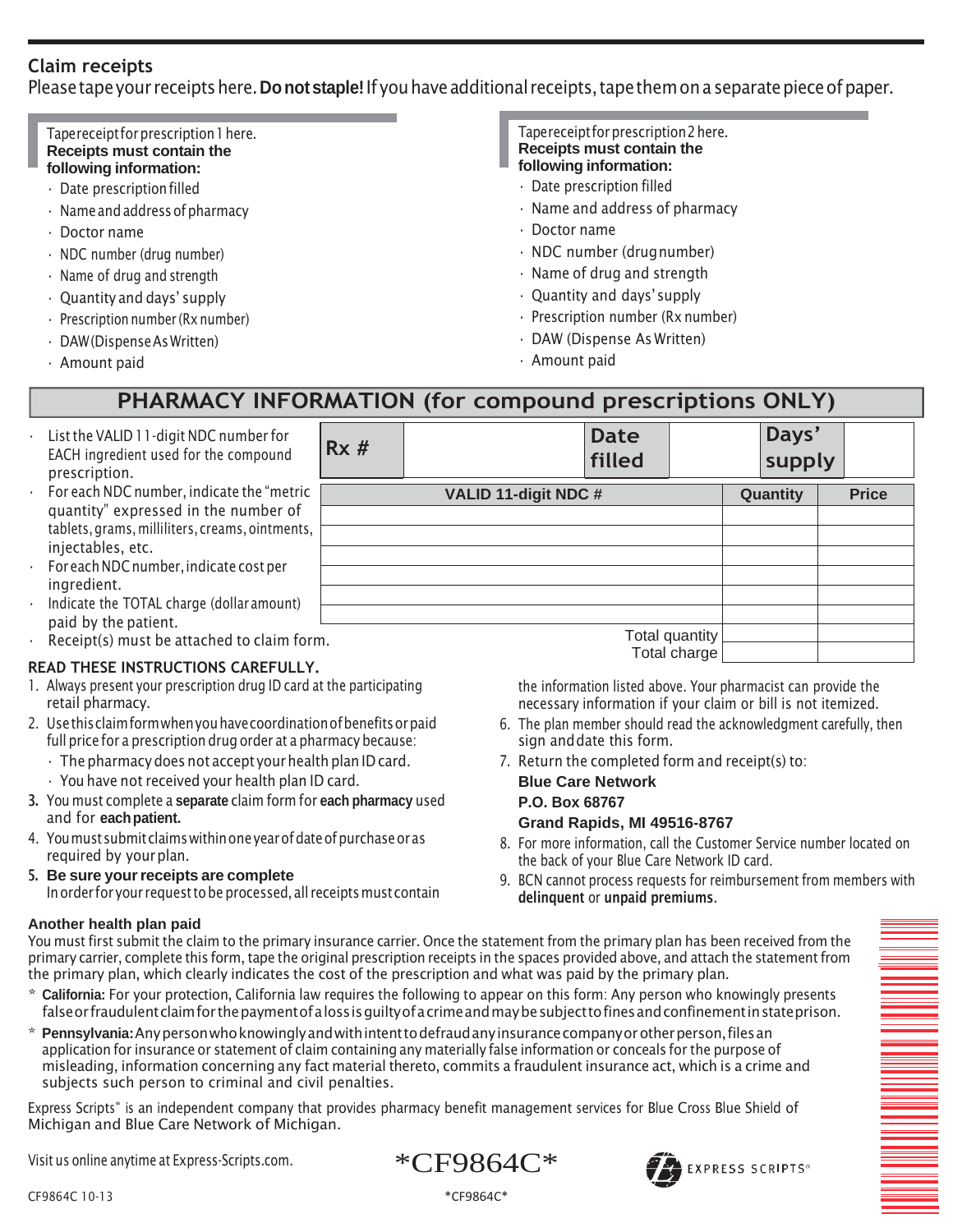## Claim receipts

Please tape your receipts here. **Do not staple!** If you have additional receipts, tape them on a separate piece of paper.

Tape receipt for prescription 1 here.
**Receipts must contain the following information:**

- Date prescription filled
- Name and address of pharmacy
- Doctor name
- NDC number (drug number)
- Name of drug and strength
- Quantity and days' supply
- Prescription number (Rx number)
- DAW (Dispense As Written)
- Amount paid

Tape receipt for prescription 2 here.
**Receipts must contain the following information:**

- Date prescription filled
- Name and address of pharmacy
- Doctor name
- NDC number (drug number)
- Name of drug and strength
- Quantity and days' supply
- Prescription number (Rx number)
- DAW (Dispense As Written)
- Amount paid

## PHARMACY INFORMATION (for compound prescriptions ONLY)

- List the VALID 11-digit NDC number for EACH ingredient used for the compound prescription.
- For each NDC number, indicate the "metric quantity" expressed in the number of tablets, grams, milliliters, creams, ointments, injectables, etc.
- For each NDC number, indicate cost per ingredient.
- Indicate the TOTAL charge (dollar amount) paid by the patient.
- Receipt(s) must be attached to claim form.

| Rx # | | Date filled | | Days' supply | |
|---|---|---|---|---|---|

| VALID 11-digit NDC # | Quantity | Price |
|---|---|---|
| | | |
| | | |
| | | |
| | | |
| | | |
| | | |
| Total quantity | | |
| Total charge | | |

### READ THESE INSTRUCTIONS CAREFULLY.

1. Always present your prescription drug ID card at the participating retail pharmacy.
2. Use this claim form when you have coordination of benefits or paid full price for a prescription drug order at a pharmacy because:
   - The pharmacy does not accept your health plan ID card.
   - You have not received your health plan ID card.
3. You must complete a **separate** claim form for **each pharmacy** used and for **each patient.**
4. You must submit claims within one year of date of purchase or as required by your plan.
5. **Be sure your receipts are complete**
   In order for your request to be processed, all receipts must contain the information listed above. Your pharmacist can provide the necessary information if your claim or bill is not itemized.
6. The plan member should read the acknowledgment carefully, then sign and date this form.
7. Return the completed form and receipt(s) to:
   **Blue Care Network**
   **P.O. Box 68767**
   **Grand Rapids, MI 49516-8767**
8. For more information, call the Customer Service number located on the back of your Blue Care Network ID card.
9. BCN cannot process requests for reimbursement from members with **delinquent** or **unpaid premiums**.

**Another health plan paid**

You must first submit the claim to the primary insurance carrier. Once the statement from the primary plan has been received from the primary carrier, complete this form, tape the original prescription receipts in the spaces provided above, and attach the statement from the primary plan, which clearly indicates the cost of the prescription and what was paid by the primary plan.

\* **California:** For your protection, California law requires the following to appear on this form: Any person who knowingly presents false or fraudulent claim for the payment of a loss is guilty of a crime and may be subject to fines and confinement in state prison.

\* **Pennsylvania:** Any person who knowingly and with intent to defraud any insurance company or other person, files an application for insurance or statement of claim containing any materially false information or conceals for the purpose of misleading, information concerning any fact material thereto, commits a fraudulent insurance act, which is a crime and subjects such person to criminal and civil penalties.

Express Scripts® is an independent company that provides pharmacy benefit management services for Blue Cross Blue Shield of Michigan and Blue Care Network of Michigan.

Visit us online anytime at Express-Scripts.com.

*CF9864C*

EXPRESS SCRIPTS®

CF9864C 10-13

*CF9864C*